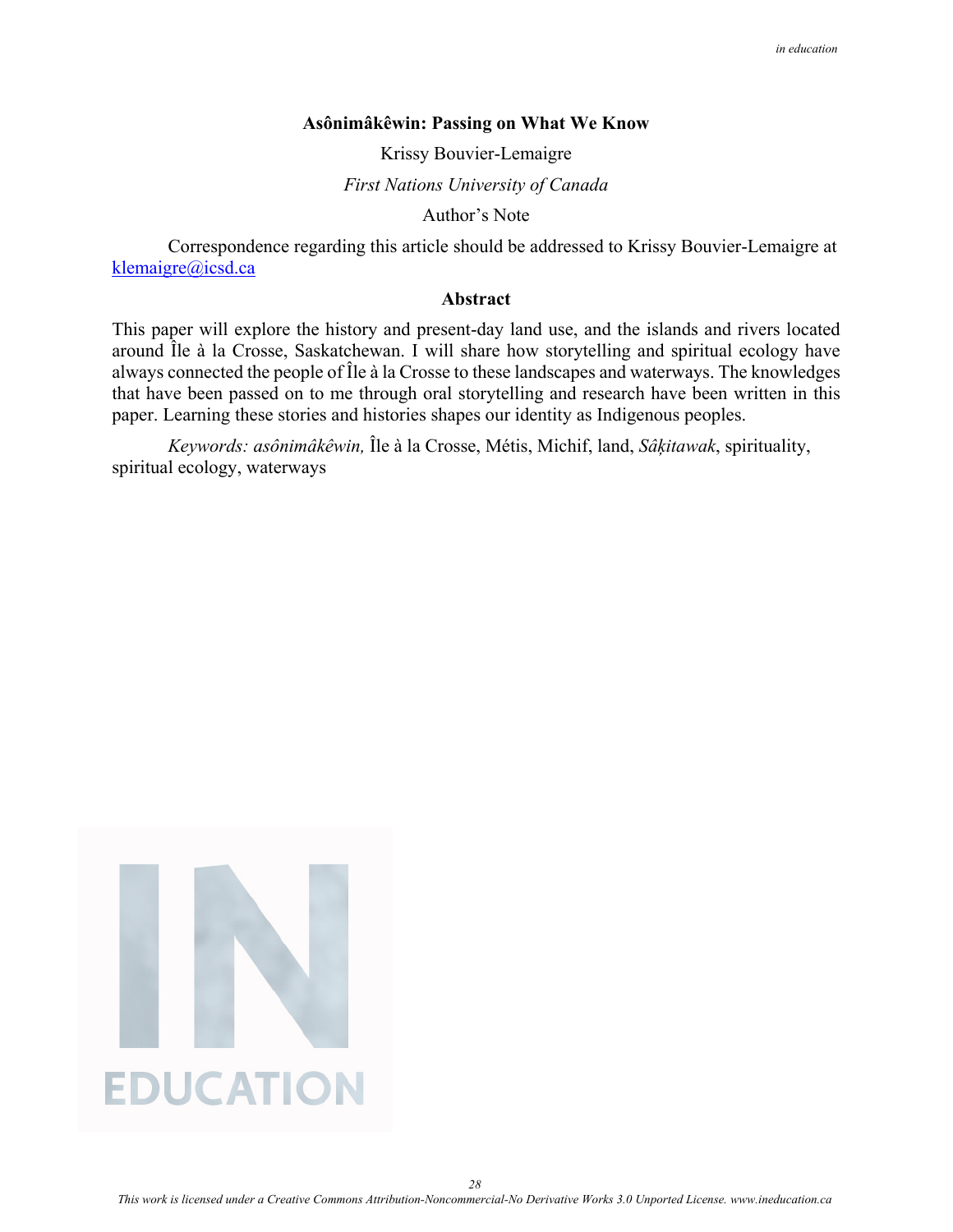# Asônimâkêwin: Passing on What We Know

Krissy Bouvier-Lemaigre

*First Nations University of Canada*

Author's Note

Correspondence regarding this article should be addressed to Krissy Bouvier-Lemaigre at klemaigre@icsd.ca

## Abstract

This paper will explore the history and present-day land use, and the islands and rivers located around Île à la Crosse, Saskatchewan. I will share how storytelling and spiritual ecology have always connected the people of Île à la Crosse to these landscapes and waterways. The knowledges that have been passed on to me through oral storytelling and research have been written in this paper. Learning these stories and histories shapes our identity as Indigenous peoples.

*Keywords: asônimâkêwin,* Île à la Crosse, Métis, Michif, land, *Sâķitawak*, spirituality, spiritual ecology, waterways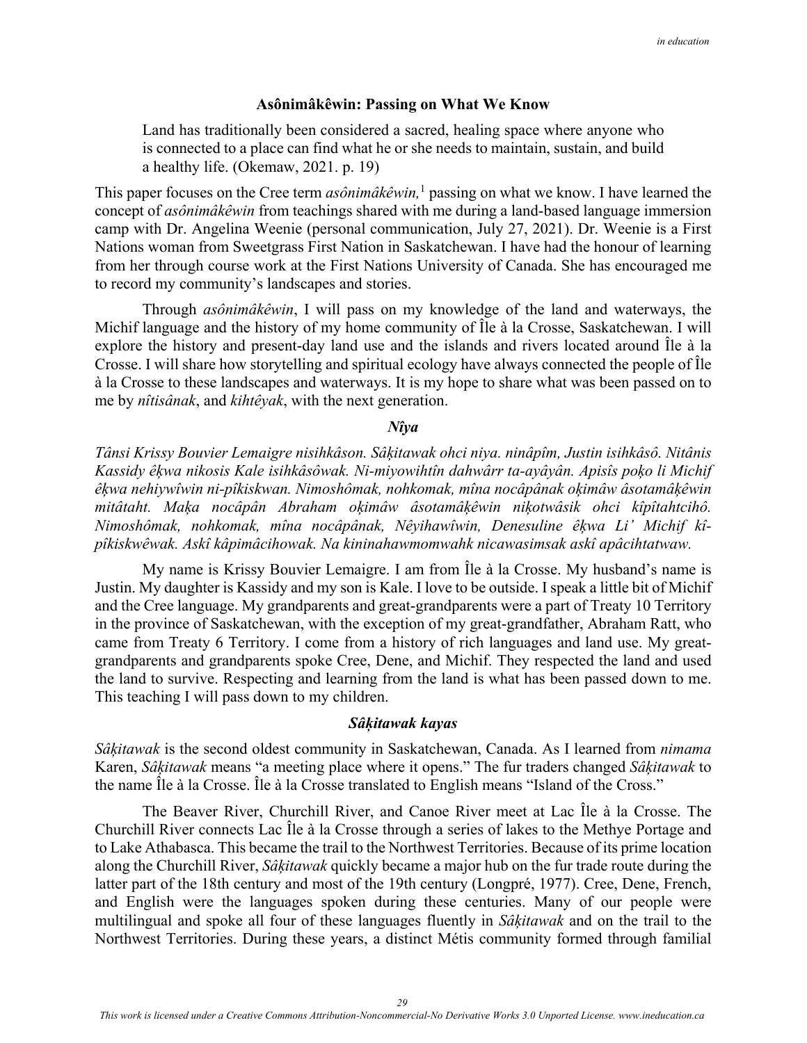### Asônimâkêwin: Passing on What We Know

> Land has traditionally been considered a sacred, healing space where anyone who is connected to a place can find what he or she needs to maintain, sustain, and build a healthy life. (Okemaw, 2021. p. 19)

This paper focuses on the Cree term *asônimâkêwin,*[1] passing on what we know. I have learned the concept of *asônimâkêwin* from teachings shared with me during a land-based language immersion camp with Dr. Angelina Weenie (personal communication, July 27, 2021). Dr. Weenie is a First Nations woman from Sweetgrass First Nation in Saskatchewan. I have had the honour of learning from her through course work at the First Nations University of Canada. She has encouraged me to record my community's landscapes and stories.

Through *asônimâkêwin*, I will pass on my knowledge of the land and waterways, the Michif language and the history of my home community of Île à la Crosse, Saskatchewan. I will explore the history and present-day land use and the islands and rivers located around Île à la Crosse. I will share how storytelling and spiritual ecology have always connected the people of Île à la Crosse to these landscapes and waterways. It is my hope to share what was been passed on to me by *nîtisânak*, and *kihtêyak*, with the next generation.

### *Nîya*

*Tânsi Krissy Bouvier Lemaigre nisihkâson. Sâḳitawak ohci niya. ninâpîm, Justin isihkâsô. Nitânis Kassidy êḳwa nikosis Kale isihkâsôwak. Ni-miyowihtîn dahwârr ta-ayâyân. Apisîs poḳo li Michif êḳwa nehiywîwin ni-pîkiskwan. Nimoshômak, nohkomak, mîna nocâpânak oḳimâw âsotamâḳêwin mitâtaht. Maḳa nocâpân Abraham oḳimâw âsotamâḳêwin niḳotwâsik ohci kîpîtahtcihô. Nimoshômak, nohkomak, mîna nocâpânak, Nêyihawîwin, Denesuline êḳwa Li' Michif kî-pîkiskwêwak. Askî kâpimâcihowak. Na kininahawmomwahk nicawasimsak askî apâcihtatwaw.*

My name is Krissy Bouvier Lemaigre. I am from Île à la Crosse. My husband's name is Justin. My daughter is Kassidy and my son is Kale. I love to be outside. I speak a little bit of Michif and the Cree language. My grandparents and great-grandparents were a part of Treaty 10 Territory in the province of Saskatchewan, with the exception of my great-grandfather, Abraham Ratt, who came from Treaty 6 Territory. I come from a history of rich languages and land use. My great-grandparents and grandparents spoke Cree, Dene, and Michif. They respected the land and used the land to survive. Respecting and learning from the land is what has been passed down to me. This teaching I will pass down to my children.

### *Sâḳitawak kayas*

*Sâḳitawak* is the second oldest community in Saskatchewan, Canada. As I learned from *nimama* Karen, *Sâḳitawak* means "a meeting place where it opens." The fur traders changed *Sâḳitawak* to the name Île à la Crosse. Île à la Crosse translated to English means "Island of the Cross."

The Beaver River, Churchill River, and Canoe River meet at Lac Île à la Crosse. The Churchill River connects Lac Île à la Crosse through a series of lakes to the Methye Portage and to Lake Athabasca. This became the trail to the Northwest Territories. Because of its prime location along the Churchill River, *Sâḳitawak* quickly became a major hub on the fur trade route during the latter part of the 18th century and most of the 19th century (Longpré, 1977). Cree, Dene, French, and English were the languages spoken during these centuries. Many of our people were multilingual and spoke all four of these languages fluently in *Sâḳitawak* and on the trail to the Northwest Territories. During these years, a distinct Métis community formed through familial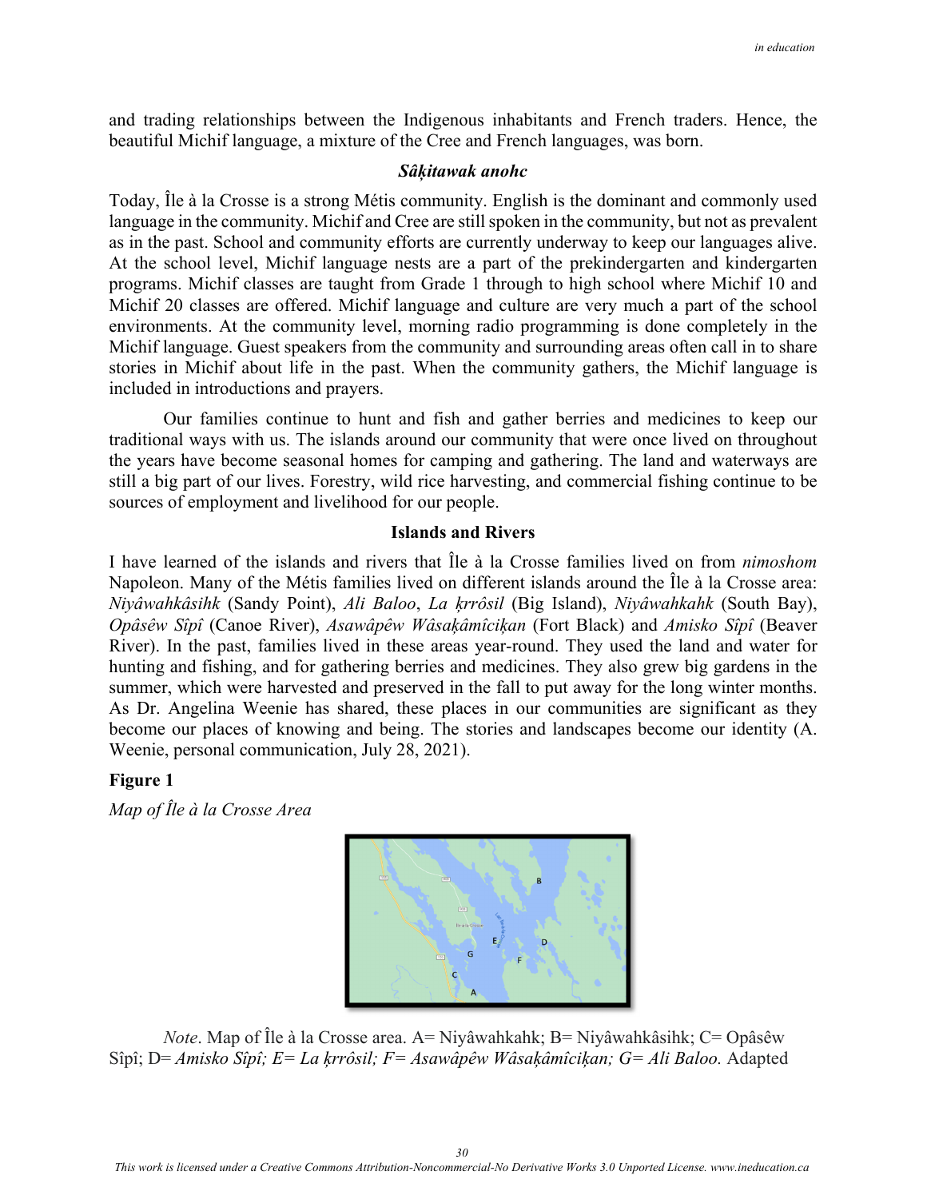and trading relationships between the Indigenous inhabitants and French traders. Hence, the beautiful Michif language, a mixture of the Cree and French languages, was born.

### *Sâķitawak anohc*

Today, Île à la Crosse is a strong Métis community. English is the dominant and commonly used language in the community. Michif and Cree are still spoken in the community, but not as prevalent as in the past. School and community efforts are currently underway to keep our languages alive. At the school level, Michif language nests are a part of the prekindergarten and kindergarten programs. Michif classes are taught from Grade 1 through to high school where Michif 10 and Michif 20 classes are offered. Michif language and culture are very much a part of the school environments. At the community level, morning radio programming is done completely in the Michif language. Guest speakers from the community and surrounding areas often call in to share stories in Michif about life in the past. When the community gathers, the Michif language is included in introductions and prayers.

Our families continue to hunt and fish and gather berries and medicines to keep our traditional ways with us. The islands around our community that were once lived on throughout the years have become seasonal homes for camping and gathering. The land and waterways are still a big part of our lives. Forestry, wild rice harvesting, and commercial fishing continue to be sources of employment and livelihood for our people.

### Islands and Rivers

I have learned of the islands and rivers that Île à la Crosse families lived on from *nimoshom* Napoleon. Many of the Métis families lived on different islands around the Île à la Crosse area: *Niyâwahkâsihk* (Sandy Point), *Ali Baloo*, *La ķrrôsil* (Big Island), *Niyâwahkahk* (South Bay), *Opâsêw Sîpî* (Canoe River), *Asawâpêw Wâsaķâmîciķan* (Fort Black) and *Amisko Sîpî* (Beaver River). In the past, families lived in these areas year-round. They used the land and water for hunting and fishing, and for gathering berries and medicines. They also grew big gardens in the summer, which were harvested and preserved in the fall to put away for the long winter months. As Dr. Angelina Weenie has shared, these places in our communities are significant as they become our places of knowing and being. The stories and landscapes become our identity (A. Weenie, personal communication, July 28, 2021).

**Figure 1**

*Map of Île à la Crosse Area*

*Note*. Map of Île à la Crosse area. A= Niyâwahkahk; B= Niyâwahkâsihk; C= Opâsêw Sîpî; D= *Amisko Sîpî; E= La ķrrôsil; F= Asawâpêw Wâsaķâmîciķan; G= Ali Baloo.* Adapted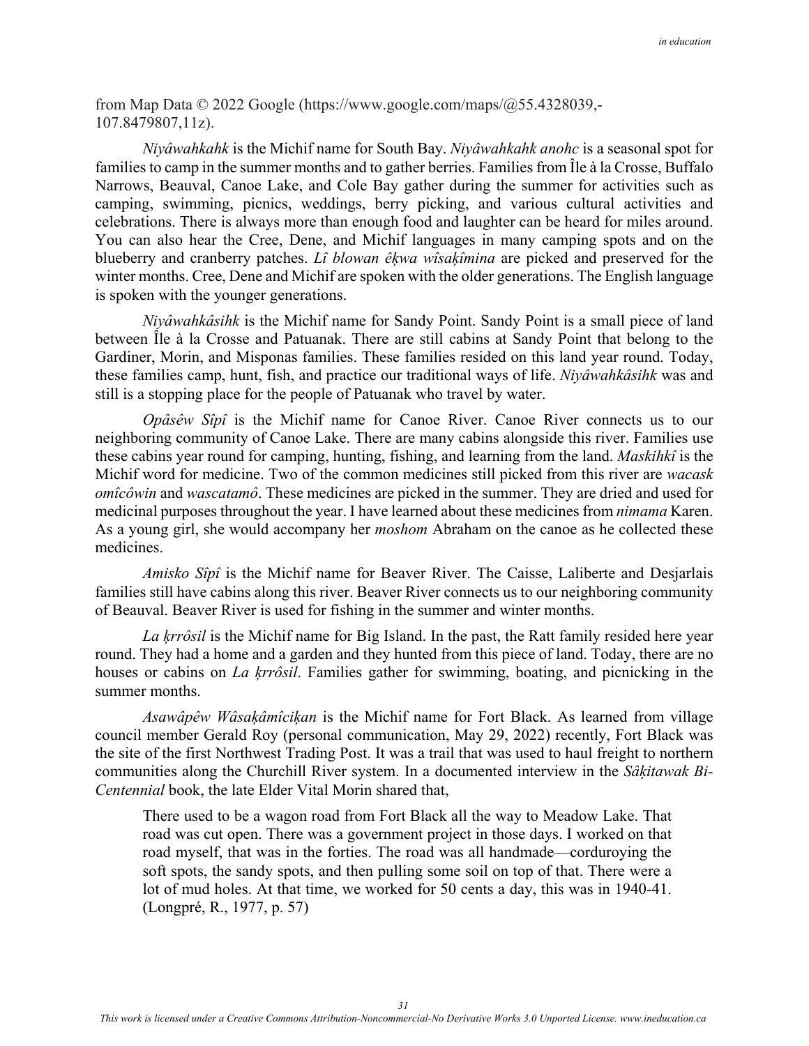from Map Data © 2022 Google (https://www.google.com/maps/@55.4328039,-107.8479807,11z).

*Niyâwahkahk* is the Michif name for South Bay. *Niyâwahkahk anohc* is a seasonal spot for families to camp in the summer months and to gather berries. Families from Île à la Crosse, Buffalo Narrows, Beauval, Canoe Lake, and Cole Bay gather during the summer for activities such as camping, swimming, picnics, weddings, berry picking, and various cultural activities and celebrations. There is always more than enough food and laughter can be heard for miles around. You can also hear the Cree, Dene, and Michif languages in many camping spots and on the blueberry and cranberry patches. *Lî blowan êķwa wîsaķîmina* are picked and preserved for the winter months. Cree, Dene and Michif are spoken with the older generations. The English language is spoken with the younger generations.

*Niyâwahkâsihk* is the Michif name for Sandy Point. Sandy Point is a small piece of land between Île à la Crosse and Patuanak. There are still cabins at Sandy Point that belong to the Gardiner, Morin, and Misponas families. These families resided on this land year round. Today, these families camp, hunt, fish, and practice our traditional ways of life. *Niyâwahkâsihk* was and still is a stopping place for the people of Patuanak who travel by water.

*Opâsêw Sîpî* is the Michif name for Canoe River. Canoe River connects us to our neighboring community of Canoe Lake. There are many cabins alongside this river. Families use these cabins year round for camping, hunting, fishing, and learning from the land. *Maskihkî* is the Michif word for medicine. Two of the common medicines still picked from this river are *wacask omîcôwin* and *wascatamô*. These medicines are picked in the summer. They are dried and used for medicinal purposes throughout the year. I have learned about these medicines from *nimama* Karen. As a young girl, she would accompany her *moshom* Abraham on the canoe as he collected these medicines.

*Amisko Sîpî* is the Michif name for Beaver River. The Caisse, Laliberte and Desjarlais families still have cabins along this river. Beaver River connects us to our neighboring community of Beauval. Beaver River is used for fishing in the summer and winter months.

*La ķrrôsil* is the Michif name for Big Island. In the past, the Ratt family resided here year round. They had a home and a garden and they hunted from this piece of land. Today, there are no houses or cabins on *La ķrrôsil*. Families gather for swimming, boating, and picnicking in the summer months.

*Asawâpêw Wâsaķâmîciķan* is the Michif name for Fort Black. As learned from village council member Gerald Roy (personal communication, May 29, 2022) recently, Fort Black was the site of the first Northwest Trading Post. It was a trail that was used to haul freight to northern communities along the Churchill River system. In a documented interview in the *Sâķitawak Bi-Centennial* book, the late Elder Vital Morin shared that,

> There used to be a wagon road from Fort Black all the way to Meadow Lake. That road was cut open. There was a government project in those days. I worked on that road myself, that was in the forties. The road was all handmade—corduroying the soft spots, the sandy spots, and then pulling some soil on top of that. There were a lot of mud holes. At that time, we worked for 50 cents a day, this was in 1940-41. (Longpré, R., 1977, p. 57)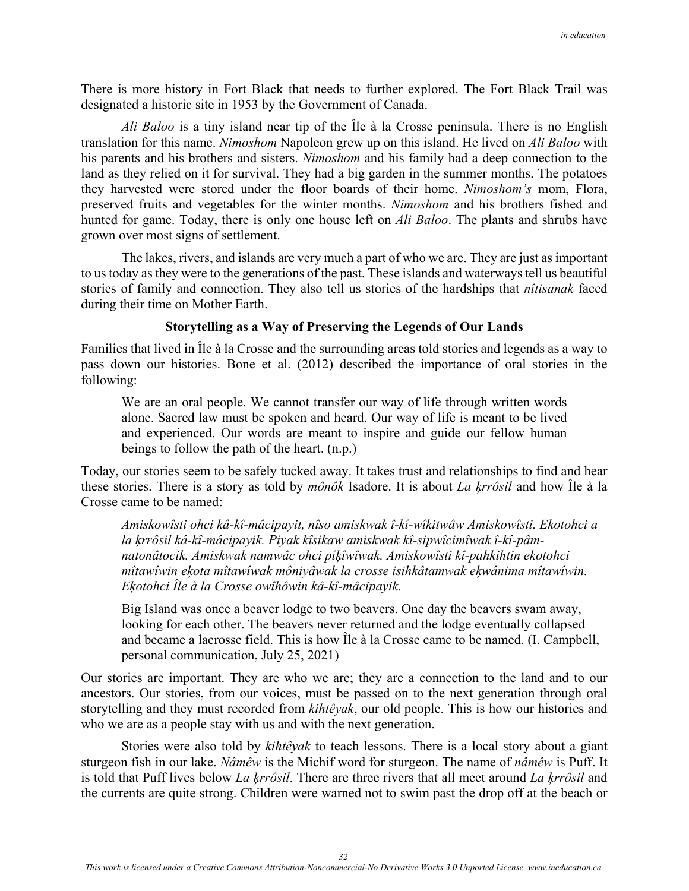There is more history in Fort Black that needs to further explored. The Fort Black Trail was designated a historic site in 1953 by the Government of Canada.

*Ali Baloo* is a tiny island near tip of the Île à la Crosse peninsula. There is no English translation for this name. *Nimoshom* Napoleon grew up on this island. He lived on *Ali Baloo* with his parents and his brothers and sisters. *Nimoshom* and his family had a deep connection to the land as they relied on it for survival. They had a big garden in the summer months. The potatoes they harvested were stored under the floor boards of their home. *Nimoshom's* mom, Flora, preserved fruits and vegetables for the winter months. *Nimoshom* and his brothers fished and hunted for game. Today, there is only one house left on *Ali Baloo*. The plants and shrubs have grown over most signs of settlement.

The lakes, rivers, and islands are very much a part of who we are. They are just as important to us today as they were to the generations of the past. These islands and waterways tell us beautiful stories of family and connection. They also tell us stories of the hardships that *nîtisanak* faced during their time on Mother Earth.

**Storytelling as a Way of Preserving the Legends of Our Lands**

Families that lived in Île à la Crosse and the surrounding areas told stories and legends as a way to pass down our histories. Bone et al. (2012) described the importance of oral stories in the following:

> We are an oral people. We cannot transfer our way of life through written words alone. Sacred law must be spoken and heard. Our way of life is meant to be lived and experienced. Our words are meant to inspire and guide our fellow human beings to follow the path of the heart. (n.p.)

Today, our stories seem to be safely tucked away. It takes trust and relationships to find and hear these stories. There is a story as told by *mônôk* Isadore. It is about *La ḳrrôsil* and how Île à la Crosse came to be named:

> *Amiskowîsti ohci kâ-kî-mâcipayit, nîso amiskwak î-kî-wîkitwâw Amiskowîsti. Ekotohci a la ḳrrôsil kâ-kî-mâcipayik. Piyak kîsikaw amiskwak kî-sipwîcimîwak î-kî-pâm-natonâtocik. Amiskwak namwâc ohci pîḳîwîwak. Amiskowîsti kî-pahkihtin ekotohci mîtawîwin eḳota mîtawîwak môniyâwak la crosse isihkâtamwak eḳwânima mîtawîwin. Eḳotohci Île à la Crosse owîhôwin kâ-kî-mâcipayik.*
>
> Big Island was once a beaver lodge to two beavers. One day the beavers swam away, looking for each other. The beavers never returned and the lodge eventually collapsed and became a lacrosse field. This is how Île à la Crosse came to be named. (I. Campbell, personal communication, July 25, 2021)

Our stories are important. They are who we are; they are a connection to the land and to our ancestors. Our stories, from our voices, must be passed on to the next generation through oral storytelling and they must recorded from *kihtêyak*, our old people. This is how our histories and who we are as a people stay with us and with the next generation.

Stories were also told by *kihtêyak* to teach lessons. There is a local story about a giant sturgeon fish in our lake. *Nâmêw* is the Michif word for sturgeon. The name of *nâmêw* is Puff. It is told that Puff lives below *La ḳrrôsil*. There are three rivers that all meet around *La ḳrrôsil* and the currents are quite strong. Children were warned not to swim past the drop off at the beach or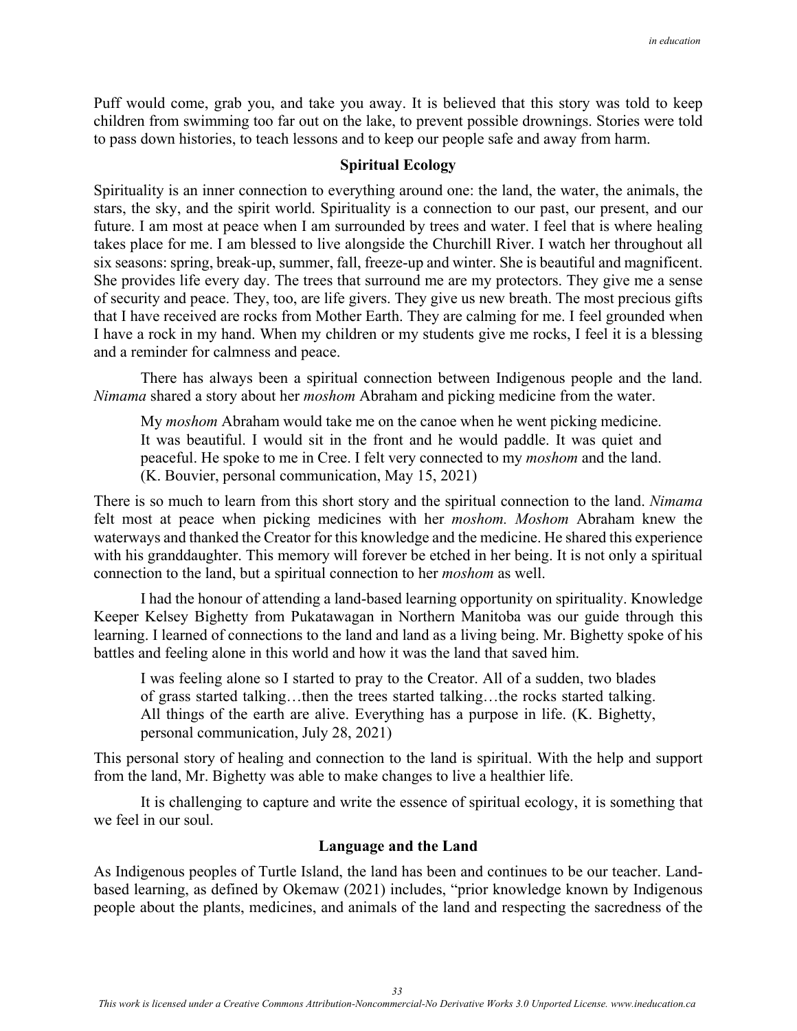Puff would come, grab you, and take you away. It is believed that this story was told to keep children from swimming too far out on the lake, to prevent possible drownings. Stories were told to pass down histories, to teach lessons and to keep our people safe and away from harm.

## Spiritual Ecology

Spirituality is an inner connection to everything around one: the land, the water, the animals, the stars, the sky, and the spirit world. Spirituality is a connection to our past, our present, and our future. I am most at peace when I am surrounded by trees and water. I feel that is where healing takes place for me. I am blessed to live alongside the Churchill River. I watch her throughout all six seasons: spring, break-up, summer, fall, freeze-up and winter. She is beautiful and magnificent. She provides life every day. The trees that surround me are my protectors. They give me a sense of security and peace. They, too, are life givers. They give us new breath. The most precious gifts that I have received are rocks from Mother Earth. They are calming for me. I feel grounded when I have a rock in my hand. When my children or my students give me rocks, I feel it is a blessing and a reminder for calmness and peace.

There has always been a spiritual connection between Indigenous people and the land. *Nimama* shared a story about her *moshom* Abraham and picking medicine from the water.

> My *moshom* Abraham would take me on the canoe when he went picking medicine. It was beautiful. I would sit in the front and he would paddle. It was quiet and peaceful. He spoke to me in Cree. I felt very connected to my *moshom* and the land. (K. Bouvier, personal communication, May 15, 2021)

There is so much to learn from this short story and the spiritual connection to the land. *Nimama* felt most at peace when picking medicines with her *moshom. Moshom* Abraham knew the waterways and thanked the Creator for this knowledge and the medicine. He shared this experience with his granddaughter. This memory will forever be etched in her being. It is not only a spiritual connection to the land, but a spiritual connection to her *moshom* as well.

I had the honour of attending a land-based learning opportunity on spirituality. Knowledge Keeper Kelsey Bighetty from Pukatawagan in Northern Manitoba was our guide through this learning. I learned of connections to the land and land as a living being. Mr. Bighetty spoke of his battles and feeling alone in this world and how it was the land that saved him.

> I was feeling alone so I started to pray to the Creator. All of a sudden, two blades of grass started talking…then the trees started talking…the rocks started talking. All things of the earth are alive. Everything has a purpose in life. (K. Bighetty, personal communication, July 28, 2021)

This personal story of healing and connection to the land is spiritual. With the help and support from the land, Mr. Bighetty was able to make changes to live a healthier life.

It is challenging to capture and write the essence of spiritual ecology, it is something that we feel in our soul.

## Language and the Land

As Indigenous peoples of Turtle Island, the land has been and continues to be our teacher. Land-based learning, as defined by Okemaw (2021) includes, "prior knowledge known by Indigenous people about the plants, medicines, and animals of the land and respecting the sacredness of the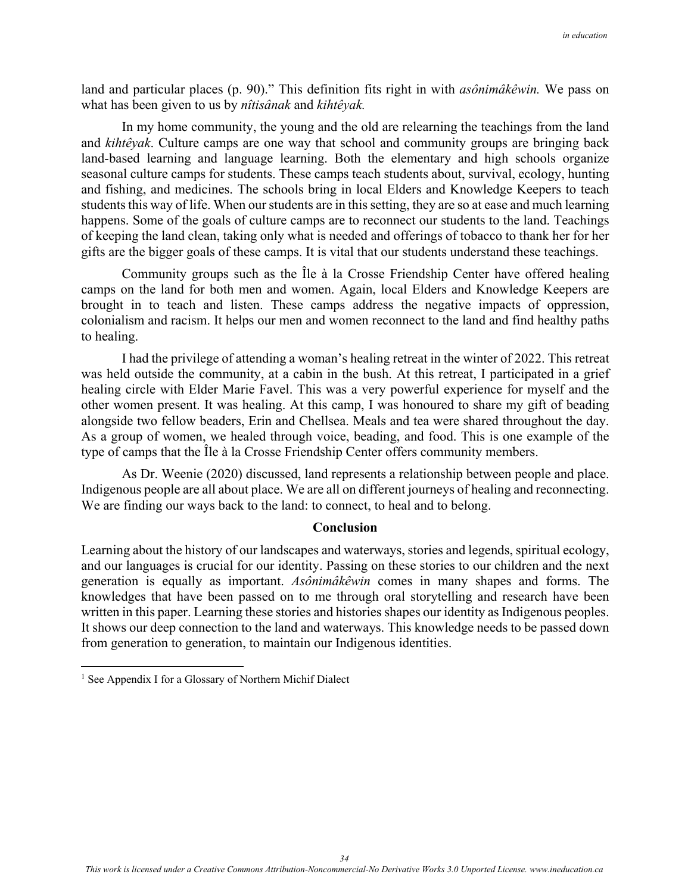land and particular places (p. 90)." This definition fits right in with *asônimâkêwin.* We pass on what has been given to us by *nîtisânak* and *kihtêyak.*

In my home community, the young and the old are relearning the teachings from the land and *kihtêyak*. Culture camps are one way that school and community groups are bringing back land-based learning and language learning. Both the elementary and high schools organize seasonal culture camps for students. These camps teach students about, survival, ecology, hunting and fishing, and medicines. The schools bring in local Elders and Knowledge Keepers to teach students this way of life. When our students are in this setting, they are so at ease and much learning happens. Some of the goals of culture camps are to reconnect our students to the land. Teachings of keeping the land clean, taking only what is needed and offerings of tobacco to thank her for her gifts are the bigger goals of these camps. It is vital that our students understand these teachings.

Community groups such as the Île à la Crosse Friendship Center have offered healing camps on the land for both men and women. Again, local Elders and Knowledge Keepers are brought in to teach and listen. These camps address the negative impacts of oppression, colonialism and racism. It helps our men and women reconnect to the land and find healthy paths to healing.

I had the privilege of attending a woman's healing retreat in the winter of 2022. This retreat was held outside the community, at a cabin in the bush. At this retreat, I participated in a grief healing circle with Elder Marie Favel. This was a very powerful experience for myself and the other women present. It was healing. At this camp, I was honoured to share my gift of beading alongside two fellow beaders, Erin and Chellsea. Meals and tea were shared throughout the day. As a group of women, we healed through voice, beading, and food. This is one example of the type of camps that the Île à la Crosse Friendship Center offers community members.

As Dr. Weenie (2020) discussed, land represents a relationship between people and place. Indigenous people are all about place. We are all on different journeys of healing and reconnecting. We are finding our ways back to the land: to connect, to heal and to belong.

## Conclusion

Learning about the history of our landscapes and waterways, stories and legends, spiritual ecology, and our languages is crucial for our identity. Passing on these stories to our children and the next generation is equally as important. *Asônimâkêwin* comes in many shapes and forms. The knowledges that have been passed on to me through oral storytelling and research have been written in this paper. Learning these stories and histories shapes our identity as Indigenous peoples. It shows our deep connection to the land and waterways. This knowledge needs to be passed down from generation to generation, to maintain our Indigenous identities.

---

[1] See Appendix I for a Glossary of Northern Michif Dialect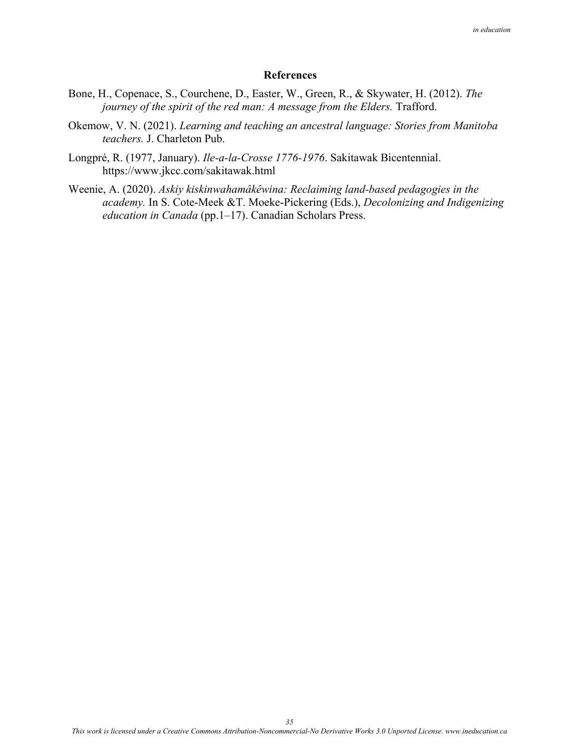## References

Bone, H., Copenace, S., Courchene, D., Easter, W., Green, R., & Skywater, H. (2012). *The journey of the spirit of the red man: A message from the Elders.* Trafford.

Okemow, V. N. (2021). *Learning and teaching an ancestral language: Stories from Manitoba teachers.* J. Charleton Pub.

Longpré, R. (1977, January). *Ile-a-la-Crosse 1776-1976*. Sakitawak Bicentennial. https://www.jkcc.com/sakitawak.html

Weenie, A. (2020). *Askiy kiskinwahamâkêwina: Reclaiming land-based pedagogies in the academy.* In S. Cote-Meek &T. Moeke-Pickering (Eds.), *Decolonizing and Indigenizing education in Canada* (pp.1–17). Canadian Scholars Press.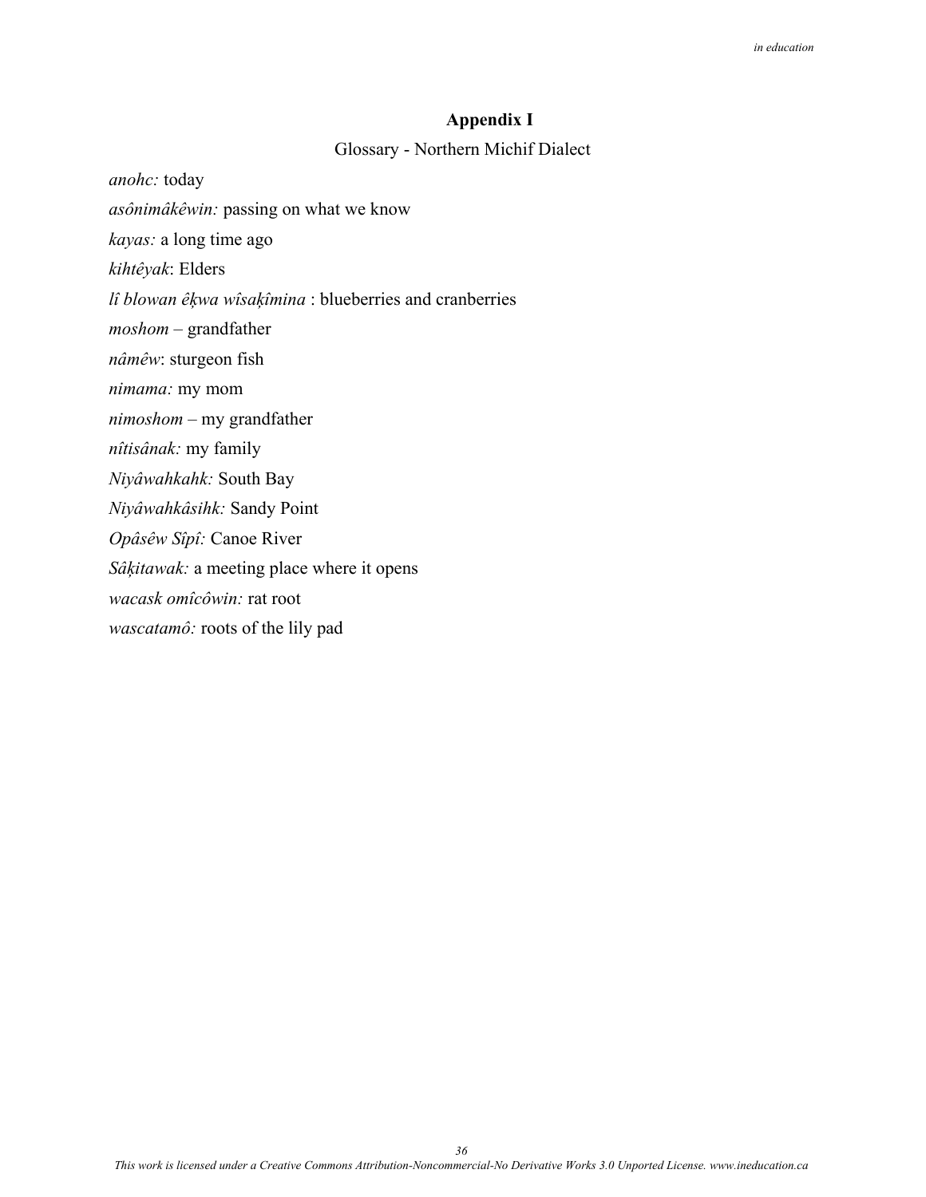## Appendix I

Glossary - Northern Michif Dialect

*anohc:* today

*asônimâkêwin:* passing on what we know

*kayas:* a long time ago

*kihtêyak*: Elders

*lî blowan êķwa wîsaķîmina* : blueberries and cranberries

*moshom* – grandfather

*nâmêw*: sturgeon fish

*nimama:* my mom

*nimoshom* – my grandfather

*nîtisânak:* my family

*Niyâwahkahk:* South Bay

*Niyâwahkâsihk:* Sandy Point

*Opâsêw Sîpî:* Canoe River

*Sâķitawak:* a meeting place where it opens

*wacask omîcôwin:* rat root

*wascatamô:* roots of the lily pad